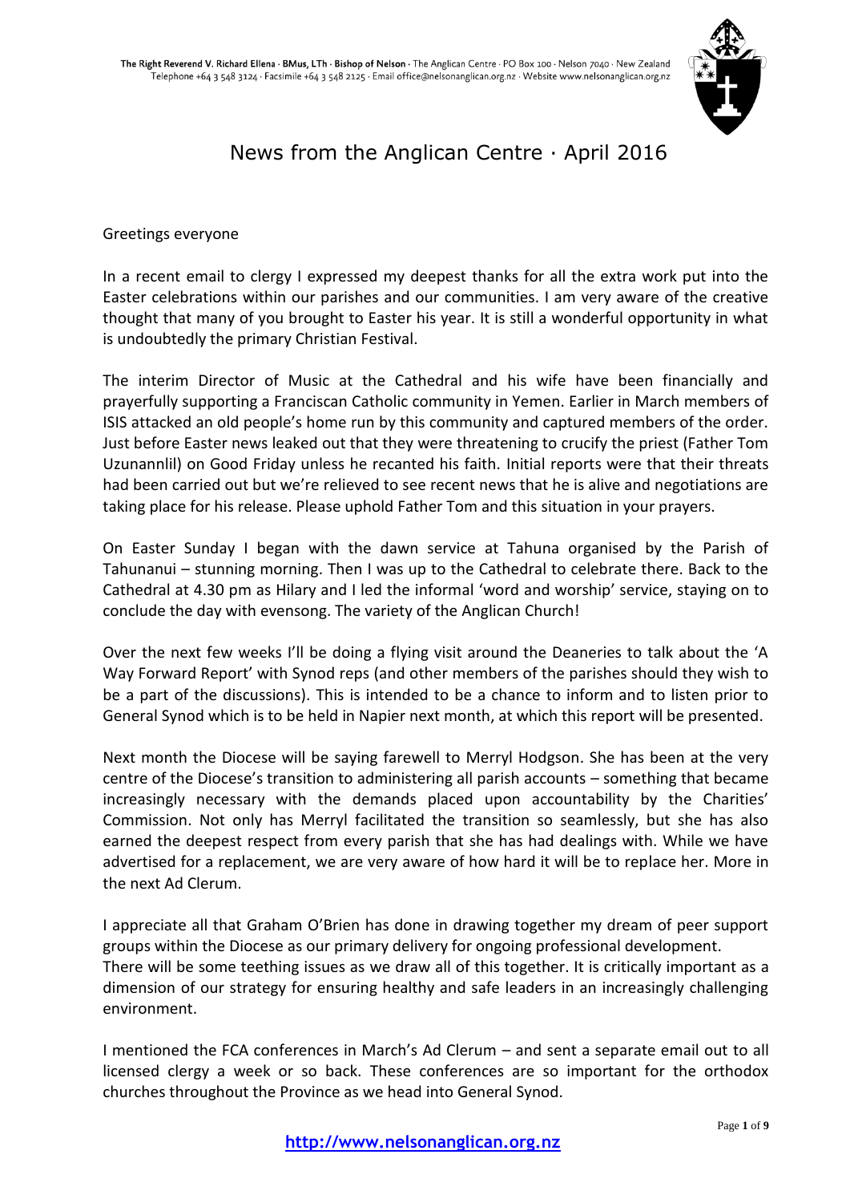**The Right Reverend V. Richard Ellena · BMus, LTh · Bishop of Nelson** · The Anglican Centre · PO Box 100 · Nelson 7040 · New Zealand
Telephone +64 3 548 3124 · Facsimile +64 3 548 2125 · Email office@nelsonanglican.org.nz · Website www.nelsonanglican.org.nz

# News from the Anglican Centre · April 2016

Greetings everyone

In a recent email to clergy I expressed my deepest thanks for all the extra work put into the Easter celebrations within our parishes and our communities. I am very aware of the creative thought that many of you brought to Easter his year. It is still a wonderful opportunity in what is undoubtedly the primary Christian Festival.

The interim Director of Music at the Cathedral and his wife have been financially and prayerfully supporting a Franciscan Catholic community in Yemen. Earlier in March members of ISIS attacked an old people's home run by this community and captured members of the order. Just before Easter news leaked out that they were threatening to crucify the priest (Father Tom Uzunannlil) on Good Friday unless he recanted his faith. Initial reports were that their threats had been carried out but we're relieved to see recent news that he is alive and negotiations are taking place for his release. Please uphold Father Tom and this situation in your prayers.

On Easter Sunday I began with the dawn service at Tahuna organised by the Parish of Tahunanui – stunning morning. Then I was up to the Cathedral to celebrate there. Back to the Cathedral at 4.30 pm as Hilary and I led the informal 'word and worship' service, staying on to conclude the day with evensong. The variety of the Anglican Church!

Over the next few weeks I'll be doing a flying visit around the Deaneries to talk about the 'A Way Forward Report' with Synod reps (and other members of the parishes should they wish to be a part of the discussions). This is intended to be a chance to inform and to listen prior to General Synod which is to be held in Napier next month, at which this report will be presented.

Next month the Diocese will be saying farewell to Merryl Hodgson. She has been at the very centre of the Diocese's transition to administering all parish accounts – something that became increasingly necessary with the demands placed upon accountability by the Charities' Commission. Not only has Merryl facilitated the transition so seamlessly, but she has also earned the deepest respect from every parish that she has had dealings with. While we have advertised for a replacement, we are very aware of how hard it will be to replace her. More in the next Ad Clerum.

I appreciate all that Graham O'Brien has done in drawing together my dream of peer support groups within the Diocese as our primary delivery for ongoing professional development.
There will be some teething issues as we draw all of this together. It is critically important as a dimension of our strategy for ensuring healthy and safe leaders in an increasingly challenging environment.

I mentioned the FCA conferences in March's Ad Clerum – and sent a separate email out to all licensed clergy a week or so back. These conferences are so important for the orthodox churches throughout the Province as we head into General Synod.

**http://www.nelsonanglican.org.nz**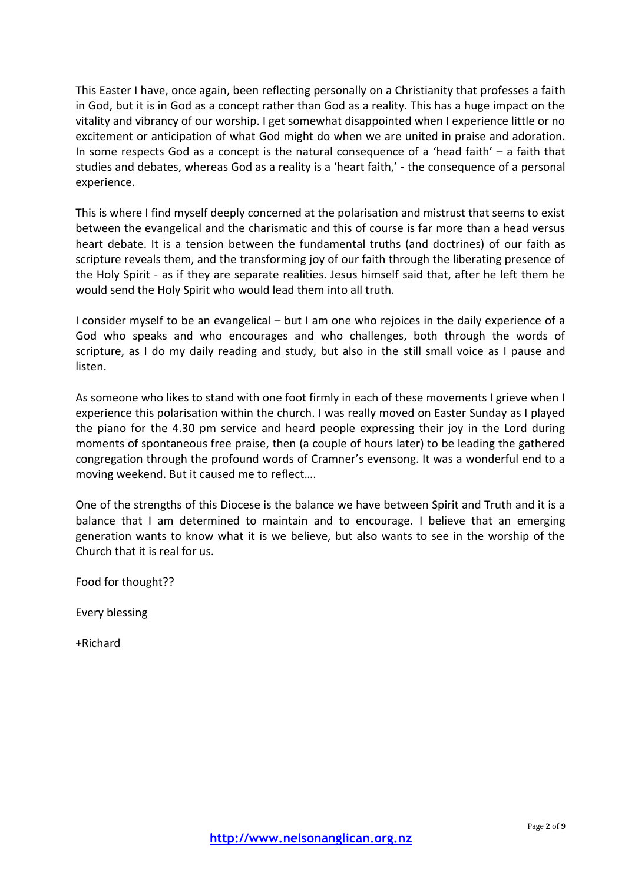This Easter I have, once again, been reflecting personally on a Christianity that professes a faith in God, but it is in God as a concept rather than God as a reality. This has a huge impact on the vitality and vibrancy of our worship. I get somewhat disappointed when I experience little or no excitement or anticipation of what God might do when we are united in praise and adoration. In some respects God as a concept is the natural consequence of a 'head faith' – a faith that studies and debates, whereas God as a reality is a 'heart faith,' - the consequence of a personal experience.

This is where I find myself deeply concerned at the polarisation and mistrust that seems to exist between the evangelical and the charismatic and this of course is far more than a head versus heart debate. It is a tension between the fundamental truths (and doctrines) of our faith as scripture reveals them, and the transforming joy of our faith through the liberating presence of the Holy Spirit - as if they are separate realities. Jesus himself said that, after he left them he would send the Holy Spirit who would lead them into all truth.

I consider myself to be an evangelical – but I am one who rejoices in the daily experience of a God who speaks and who encourages and who challenges, both through the words of scripture, as I do my daily reading and study, but also in the still small voice as I pause and listen.

As someone who likes to stand with one foot firmly in each of these movements I grieve when I experience this polarisation within the church. I was really moved on Easter Sunday as I played the piano for the 4.30 pm service and heard people expressing their joy in the Lord during moments of spontaneous free praise, then (a couple of hours later) to be leading the gathered congregation through the profound words of Cramner's evensong. It was a wonderful end to a moving weekend. But it caused me to reflect….

One of the strengths of this Diocese is the balance we have between Spirit and Truth and it is a balance that I am determined to maintain and to encourage. I believe that an emerging generation wants to know what it is we believe, but also wants to see in the worship of the Church that it is real for us.

Food for thought??

Every blessing

+Richard

http://www.nelsonanglican.org.nz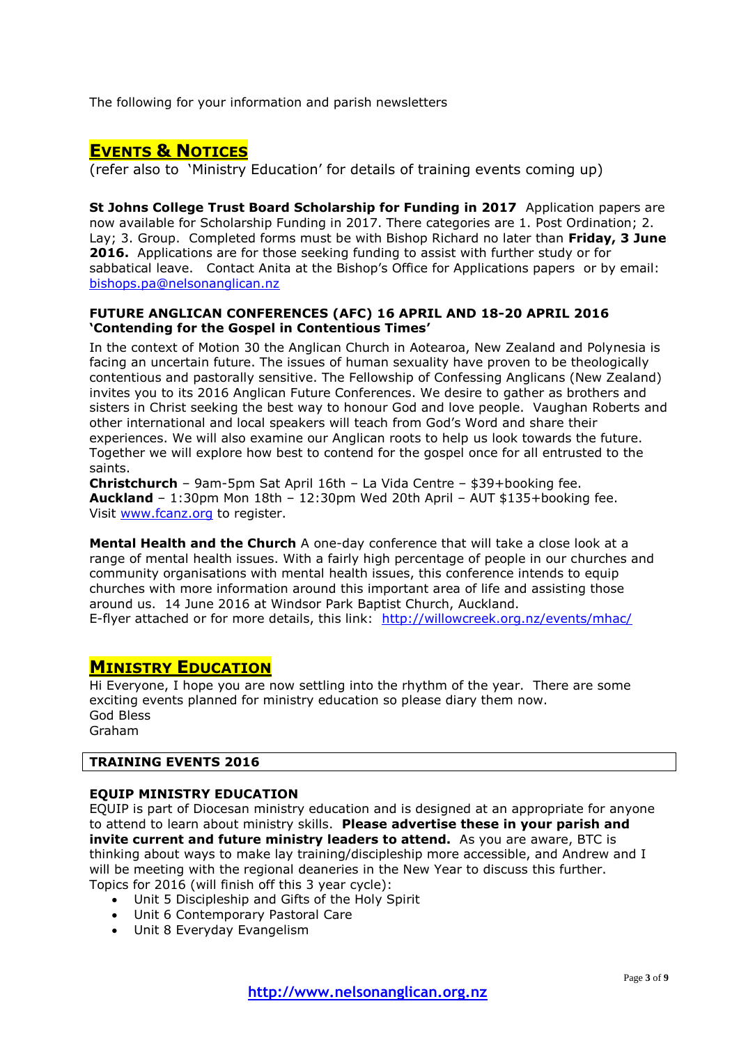The following for your information and parish newsletters

## EVENTS & NOTICES

(refer also to 'Ministry Education' for details of training events coming up)

**St Johns College Trust Board Scholarship for Funding in 2017** Application papers are now available for Scholarship Funding in 2017. There categories are 1. Post Ordination; 2. Lay; 3. Group. Completed forms must be with Bishop Richard no later than **Friday, 3 June 2016.** Applications are for those seeking funding to assist with further study or for sabbatical leave. Contact Anita at the Bishop's Office for Applications papers or by email: bishops.pa@nelsonanglican.nz

**FUTURE ANGLICAN CONFERENCES (AFC) 16 APRIL AND 18-20 APRIL 2016**
**'Contending for the Gospel in Contentious Times'**

In the context of Motion 30 the Anglican Church in Aotearoa, New Zealand and Polynesia is facing an uncertain future. The issues of human sexuality have proven to be theologically contentious and pastorally sensitive. The Fellowship of Confessing Anglicans (New Zealand) invites you to its 2016 Anglican Future Conferences. We desire to gather as brothers and sisters in Christ seeking the best way to honour God and love people. Vaughan Roberts and other international and local speakers will teach from God's Word and share their experiences. We will also examine our Anglican roots to help us look towards the future. Together we will explore how best to contend for the gospel once for all entrusted to the saints.
**Christchurch** – 9am-5pm Sat April 16th – La Vida Centre – $39+booking fee.
**Auckland** – 1:30pm Mon 18th – 12:30pm Wed 20th April – AUT $135+booking fee.
Visit www.fcanz.org to register.

**Mental Health and the Church** A one-day conference that will take a close look at a range of mental health issues. With a fairly high percentage of people in our churches and community organisations with mental health issues, this conference intends to equip churches with more information around this important area of life and assisting those around us. 14 June 2016 at Windsor Park Baptist Church, Auckland.
E-flyer attached or for more details, this link: http://willowcreek.org.nz/events/mhac/

## MINISTRY EDUCATION

Hi Everyone, I hope you are now settling into the rhythm of the year. There are some exciting events planned for ministry education so please diary them now.
God Bless
Graham

### TRAINING EVENTS 2016

**EQUIP MINISTRY EDUCATION**

EQUIP is part of Diocesan ministry education and is designed at an appropriate for anyone to attend to learn about ministry skills. **Please advertise these in your parish and invite current and future ministry leaders to attend.** As you are aware, BTC is thinking about ways to make lay training/discipleship more accessible, and Andrew and I will be meeting with the regional deaneries in the New Year to discuss this further.
Topics for 2016 (will finish off this 3 year cycle):

- Unit 5 Discipleship and Gifts of the Holy Spirit
- Unit 6 Contemporary Pastoral Care
- Unit 8 Everyday Evangelism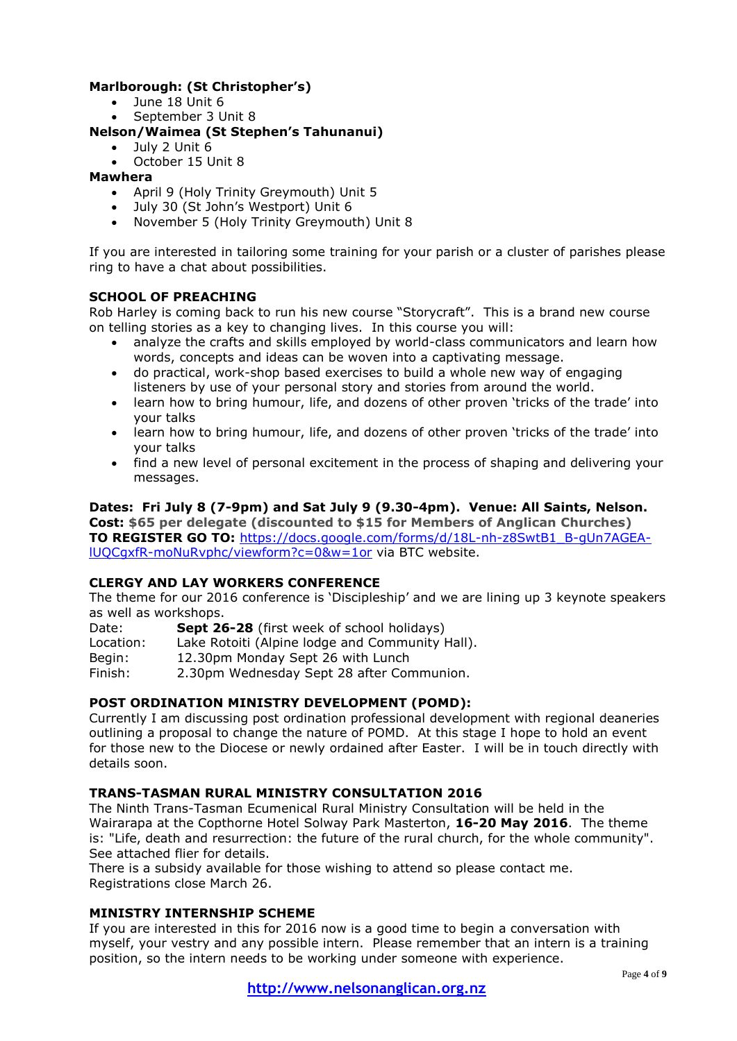**Marlborough: (St Christopher's)**

- June 18 Unit 6
- September 3 Unit 8

**Nelson/Waimea (St Stephen's Tahunanui)**

- July 2 Unit 6
- October 15 Unit 8

**Mawhera**

- April 9 (Holy Trinity Greymouth) Unit 5
- July 30 (St John's Westport) Unit 6
- November 5 (Holy Trinity Greymouth) Unit 8

If you are interested in tailoring some training for your parish or a cluster of parishes please ring to have a chat about possibilities.

**SCHOOL OF PREACHING**

Rob Harley is coming back to run his new course "Storycraft". This is a brand new course on telling stories as a key to changing lives. In this course you will:

- analyze the crafts and skills employed by world-class communicators and learn how words, concepts and ideas can be woven into a captivating message.
- do practical, work-shop based exercises to build a whole new way of engaging listeners by use of your personal story and stories from around the world.
- learn how to bring humour, life, and dozens of other proven 'tricks of the trade' into your talks
- learn how to bring humour, life, and dozens of other proven 'tricks of the trade' into your talks
- find a new level of personal excitement in the process of shaping and delivering your messages.

**Dates: Fri July 8 (7-9pm) and Sat July 9 (9.30-4pm). Venue: All Saints, Nelson.**
**Cost: $65 per delegate (discounted to $15 for Members of Anglican Churches)**
**TO REGISTER GO TO:** https://docs.google.com/forms/d/18L-nh-z8SwtB1_B-gUn7AGEA-lUQCgxfR-moNuRvphc/viewform?c=0&w=1or via BTC website.

**CLERGY AND LAY WORKERS CONFERENCE**

The theme for our 2016 conference is 'Discipleship' and we are lining up 3 keynote speakers as well as workshops.

Date: **Sept 26-28** (first week of school holidays)
Location: Lake Rotoiti (Alpine lodge and Community Hall).
Begin: 12.30pm Monday Sept 26 with Lunch
Finish: 2.30pm Wednesday Sept 28 after Communion.

**POST ORDINATION MINISTRY DEVELOPMENT (POMD):**

Currently I am discussing post ordination professional development with regional deaneries outlining a proposal to change the nature of POMD. At this stage I hope to hold an event for those new to the Diocese or newly ordained after Easter. I will be in touch directly with details soon.

**TRANS-TASMAN RURAL MINISTRY CONSULTATION 2016**

The Ninth Trans-Tasman Ecumenical Rural Ministry Consultation will be held in the Wairarapa at the Copthorne Hotel Solway Park Masterton, **16-20 May 2016**. The theme is: "Life, death and resurrection: the future of the rural church, for the whole community". See attached flier for details.
There is a subsidy available for those wishing to attend so please contact me.
Registrations close March 26.

**MINISTRY INTERNSHIP SCHEME**

If you are interested in this for 2016 now is a good time to begin a conversation with myself, your vestry and any possible intern. Please remember that an intern is a training position, so the intern needs to be working under someone with experience.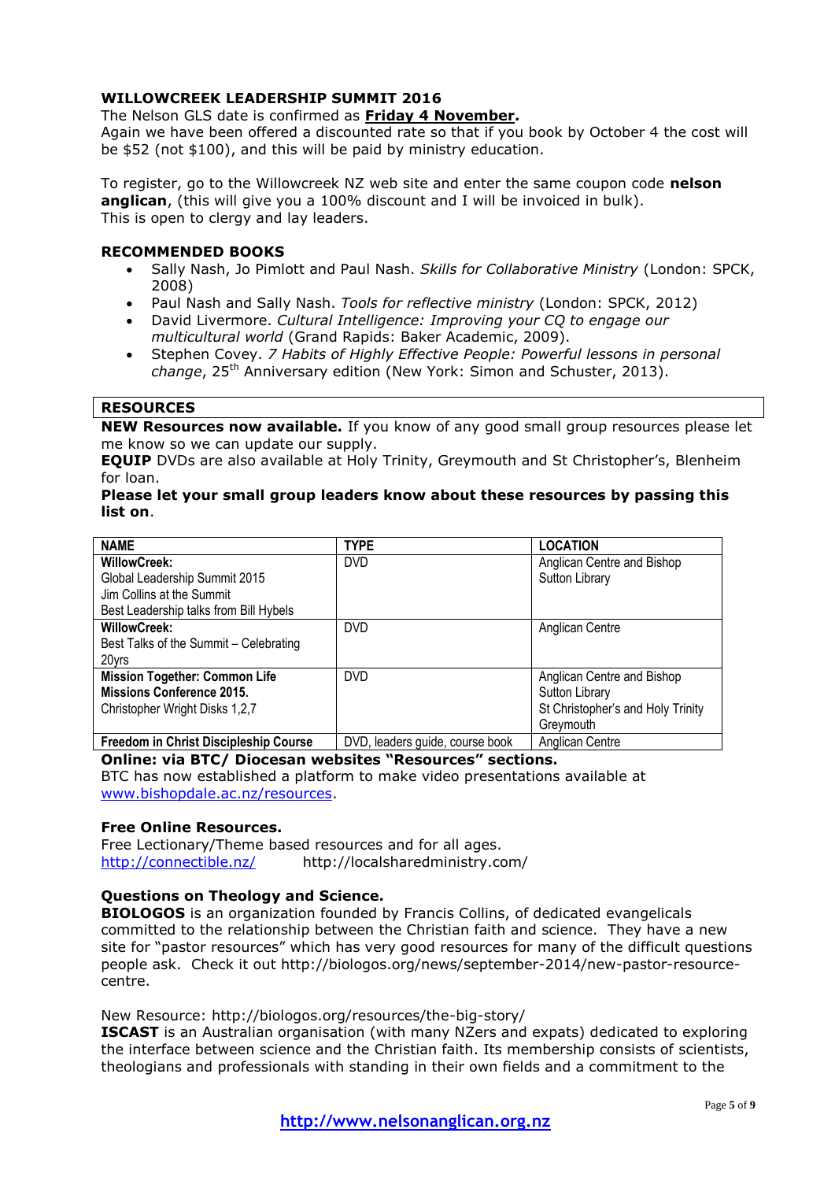## WILLOWCREEK LEADERSHIP SUMMIT 2016

The Nelson GLS date is confirmed as **Friday 4 November.**

Again we have been offered a discounted rate so that if you book by October 4 the cost will be $52 (not $100), and this will be paid by ministry education.

To register, go to the Willowcreek NZ web site and enter the same coupon code **nelson anglican**, (this will give you a 100% discount and I will be invoiced in bulk).
This is open to clergy and lay leaders.

## RECOMMENDED BOOKS

- Sally Nash, Jo Pimlott and Paul Nash. *Skills for Collaborative Ministry* (London: SPCK, 2008)
- Paul Nash and Sally Nash. *Tools for reflective ministry* (London: SPCK, 2012)
- David Livermore. *Cultural Intelligence: Improving your CQ to engage our multicultural world* (Grand Rapids: Baker Academic, 2009).
- Stephen Covey. *7 Habits of Highly Effective People: Powerful lessons in personal change*, 25th Anniversary edition (New York: Simon and Schuster, 2013).

## RESOURCES

**NEW Resources now available.** If you know of any good small group resources please let me know so we can update our supply.

**EQUIP** DVDs are also available at Holy Trinity, Greymouth and St Christopher's, Blenheim for loan.

**Please let your small group leaders know about these resources by passing this list on**.

| NAME | TYPE | LOCATION |
|---|---|---|
| **WillowCreek:**<br>Global Leadership Summit 2015<br>Jim Collins at the Summit<br>Best Leadership talks from Bill Hybels | DVD | Anglican Centre and Bishop Sutton Library |
| **WillowCreek:**<br>Best Talks of the Summit – Celebrating 20yrs | DVD | Anglican Centre |
| **Mission Together: Common Life Missions Conference 2015.**<br>Christopher Wright Disks 1,2,7 | DVD | Anglican Centre and Bishop Sutton Library<br>St Christopher's and Holy Trinity Greymouth |
| **Freedom in Christ Discipleship Course** | DVD, leaders guide, course book | Anglican Centre |

**Online: via BTC/ Diocesan websites "Resources" sections.**

BTC has now established a platform to make video presentations available at www.bishopdale.ac.nz/resources.

**Free Online Resources.**

Free Lectionary/Theme based resources and for all ages.
http://connectible.nz/ http://localsharedministry.com/

**Questions on Theology and Science.**

**BIOLOGOS** is an organization founded by Francis Collins, of dedicated evangelicals committed to the relationship between the Christian faith and science. They have a new site for "pastor resources" which has very good resources for many of the difficult questions people ask. Check it out http://biologos.org/news/september-2014/new-pastor-resource-centre.

New Resource: http://biologos.org/resources/the-big-story/

**ISCAST** is an Australian organisation (with many NZers and expats) dedicated to exploring the interface between science and the Christian faith. Its membership consists of scientists, theologians and professionals with standing in their own fields and a commitment to the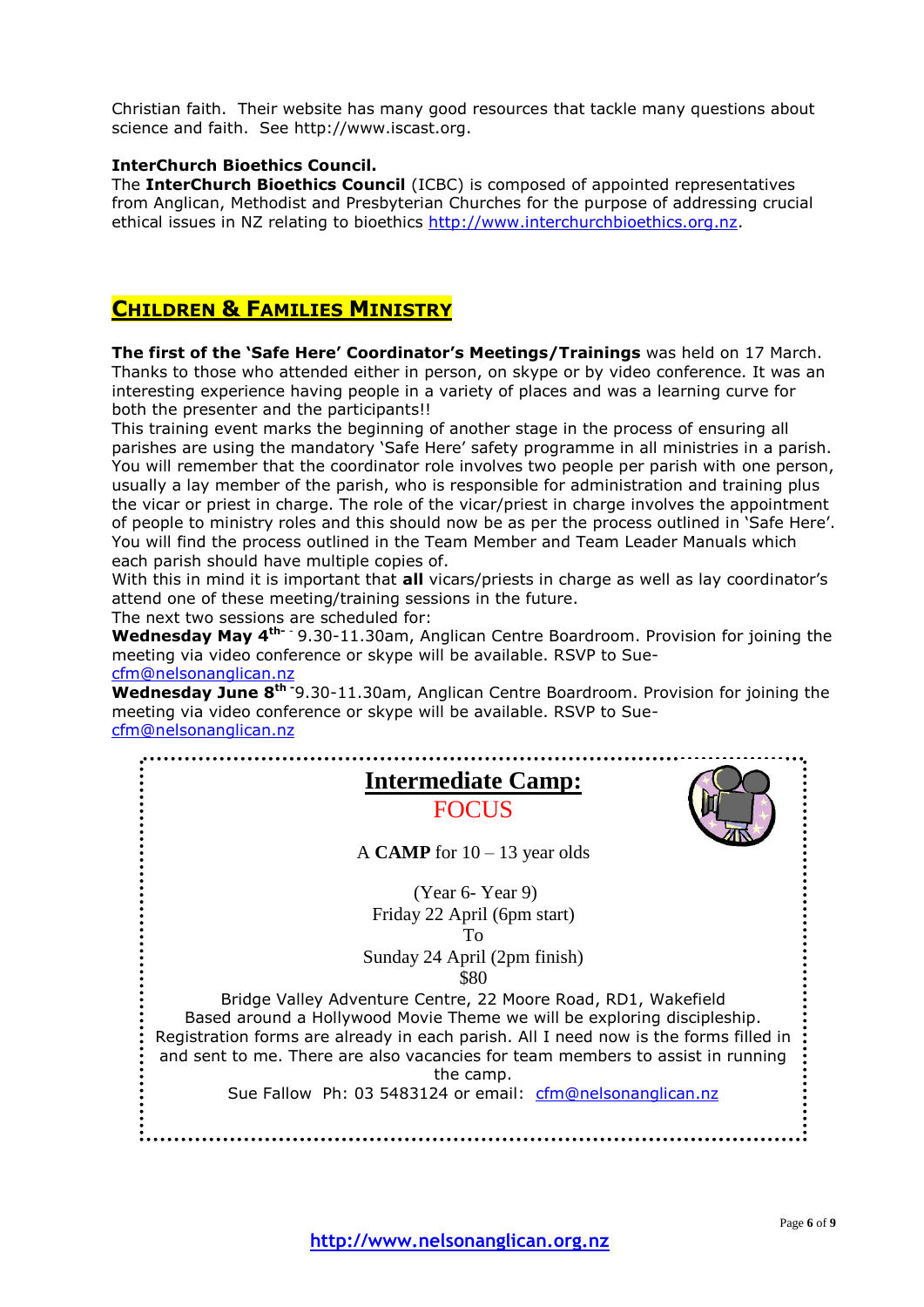Christian faith. Their website has many good resources that tackle many questions about science and faith. See http://www.iscast.org.

**InterChurch Bioethics Council.**

The **InterChurch Bioethics Council** (ICBC) is composed of appointed representatives from Anglican, Methodist and Presbyterian Churches for the purpose of addressing crucial ethical issues in NZ relating to bioethics http://www.interchurchbioethics.org.nz.

## CHILDREN & FAMILIES MINISTRY

**The first of the 'Safe Here' Coordinator's Meetings/Trainings** was held on 17 March. Thanks to those who attended either in person, on skype or by video conference. It was an interesting experience having people in a variety of places and was a learning curve for both the presenter and the participants!!

This training event marks the beginning of another stage in the process of ensuring all parishes are using the mandatory 'Safe Here' safety programme in all ministries in a parish. You will remember that the coordinator role involves two people per parish with one person, usually a lay member of the parish, who is responsible for administration and training plus the vicar or priest in charge. The role of the vicar/priest in charge involves the appointment of people to ministry roles and this should now be as per the process outlined in 'Safe Here'. You will find the process outlined in the Team Member and Team Leader Manuals which each parish should have multiple copies of.

With this in mind it is important that **all** vicars/priests in charge as well as lay coordinator's attend one of these meeting/training sessions in the future.

The next two sessions are scheduled for:

**Wednesday May 4th** - 9.30-11.30am, Anglican Centre Boardroom. Provision for joining the meeting via video conference or skype will be available. RSVP to Sue- cfm@nelsonanglican.nz

**Wednesday June 8th** -9.30-11.30am, Anglican Centre Boardroom. Provision for joining the meeting via video conference or skype will be available. RSVP to Sue- cfm@nelsonanglican.nz

### Intermediate Camp:
### FOCUS

A **CAMP** for 10 – 13 year olds

(Year 6- Year 9)
Friday 22 April (6pm start)
To
Sunday 24 April (2pm finish)
$80

Bridge Valley Adventure Centre, 22 Moore Road, RD1, Wakefield
Based around a Hollywood Movie Theme we will be exploring discipleship.
Registration forms are already in each parish. All I need now is the forms filled in and sent to me. There are also vacancies for team members to assist in running the camp.
Sue Fallow Ph: 03 5483124 or email: cfm@nelsonanglican.nz

http://www.nelsonanglican.org.nz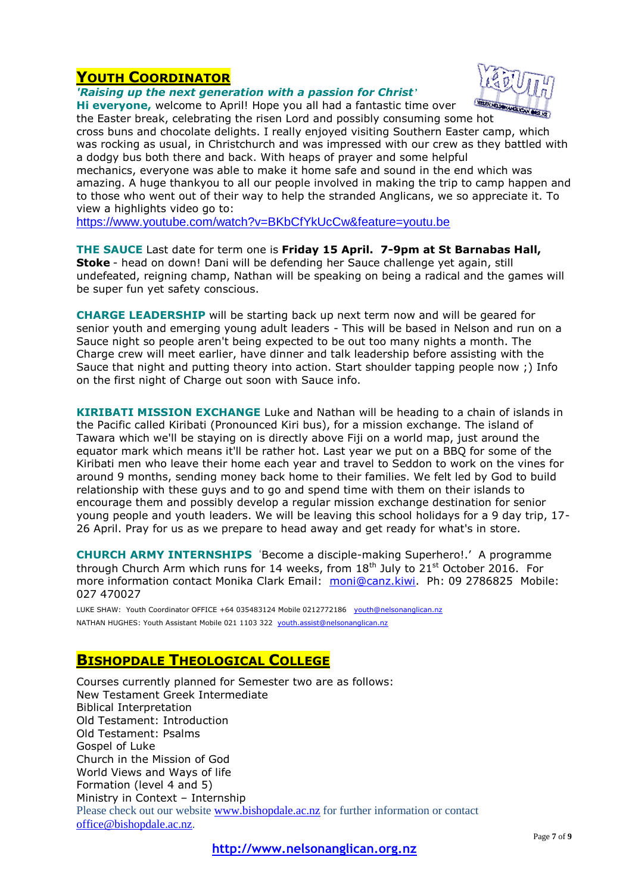## YOUTH COORDINATOR

***'Raising up the next generation with a passion for Christ'***

**Hi everyone,** welcome to April! Hope you all had a fantastic time over the Easter break, celebrating the risen Lord and possibly consuming some hot cross buns and chocolate delights. I really enjoyed visiting Southern Easter camp, which was rocking as usual, in Christchurch and was impressed with our crew as they battled with a dodgy bus both there and back. With heaps of prayer and some helpful mechanics, everyone was able to make it home safe and sound in the end which was amazing. A huge thankyou to all our people involved in making the trip to camp happen and to those who went out of their way to help the stranded Anglicans, we so appreciate it. To view a highlights video go to:
https://www.youtube.com/watch?v=BKbCfYkUcCw&feature=youtu.be

**THE SAUCE** Last date for term one is **Friday 15 April. 7-9pm at St Barnabas Hall, Stoke** - head on down! Dani will be defending her Sauce challenge yet again, still undefeated, reigning champ, Nathan will be speaking on being a radical and the games will be super fun yet safety conscious.

**CHARGE LEADERSHIP** will be starting back up next term now and will be geared for senior youth and emerging young adult leaders - This will be based in Nelson and run on a Sauce night so people aren't being expected to be out too many nights a month. The Charge crew will meet earlier, have dinner and talk leadership before assisting with the Sauce that night and putting theory into action. Start shoulder tapping people now ;) Info on the first night of Charge out soon with Sauce info.

**KIRIBATI MISSION EXCHANGE** Luke and Nathan will be heading to a chain of islands in the Pacific called Kiribati (Pronounced Kiri bus), for a mission exchange. The island of Tawara which we'll be staying on is directly above Fiji on a world map, just around the equator mark which means it'll be rather hot. Last year we put on a BBQ for some of the Kiribati men who leave their home each year and travel to Seddon to work on the vines for around 9 months, sending money back home to their families. We felt led by God to build relationship with these guys and to go and spend time with them on their islands to encourage them and possibly develop a regular mission exchange destination for senior young people and youth leaders. We will be leaving this school holidays for a 9 day trip, 17-26 April. Pray for us as we prepare to head away and get ready for what's in store.

**CHURCH ARMY INTERNSHIPS** 'Become a disciple-making Superhero!.' A programme through Church Arm which runs for 14 weeks, from 18th July to 21st October 2016. For more information contact Monika Clark Email: moni@canz.kiwi. Ph: 09 2786825 Mobile: 027 470027

LUKE SHAW: Youth Coordinator OFFICE +64 035483124 Mobile 0212772186 youth@nelsonanglican.nz
NATHAN HUGHES: Youth Assistant Mobile 021 1103 322 youth.assist@nelsonanglican.nz

## BISHOPDALE THEOLOGICAL COLLEGE

Courses currently planned for Semester two are as follows:
New Testament Greek Intermediate
Biblical Interpretation
Old Testament: Introduction
Old Testament: Psalms
Gospel of Luke
Church in the Mission of God
World Views and Ways of life
Formation (level 4 and 5)
Ministry in Context – Internship
Please check out our website www.bishopdale.ac.nz for further information or contact office@bishopdale.ac.nz.

**http://www.nelsonanglican.org.nz**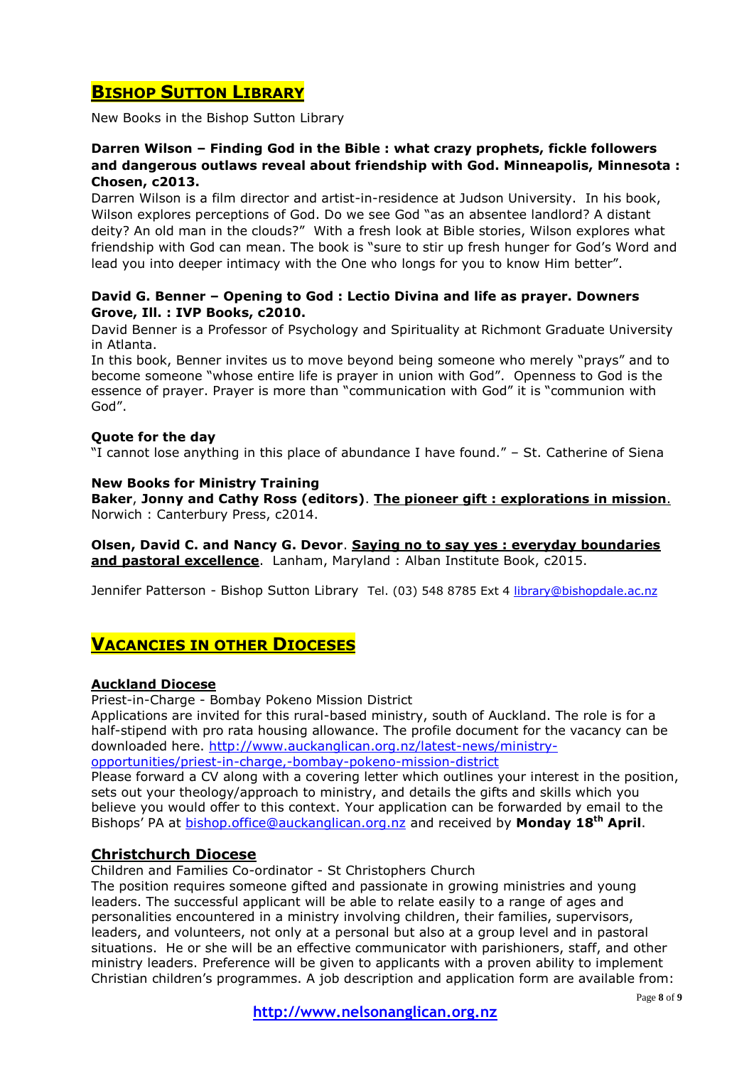## BISHOP SUTTON LIBRARY

New Books in the Bishop Sutton Library

**Darren Wilson – Finding God in the Bible : what crazy prophets, fickle followers and dangerous outlaws reveal about friendship with God. Minneapolis, Minnesota : Chosen, c2013.**

Darren Wilson is a film director and artist-in-residence at Judson University. In his book, Wilson explores perceptions of God. Do we see God "as an absentee landlord? A distant deity? An old man in the clouds?" With a fresh look at Bible stories, Wilson explores what friendship with God can mean. The book is "sure to stir up fresh hunger for God's Word and lead you into deeper intimacy with the One who longs for you to know Him better".

**David G. Benner – Opening to God : Lectio Divina and life as prayer. Downers Grove, Ill. : IVP Books, c2010.**

David Benner is a Professor of Psychology and Spirituality at Richmont Graduate University in Atlanta.

In this book, Benner invites us to move beyond being someone who merely "prays" and to become someone "whose entire life is prayer in union with God". Openness to God is the essence of prayer. Prayer is more than "communication with God" it is "communion with God".

**Quote for the day**

"I cannot lose anything in this place of abundance I have found." – St. Catherine of Siena

**New Books for Ministry Training**

**Baker**, **Jonny and Cathy Ross (editors)**. **The pioneer gift : explorations in mission**. Norwich : Canterbury Press, c2014.

**Olsen, David C. and Nancy G. Devor**. **Saying no to say yes : everyday boundaries and pastoral excellence**. Lanham, Maryland : Alban Institute Book, c2015.

Jennifer Patterson - Bishop Sutton Library Tel. (03) 548 8785 Ext 4 library@bishopdale.ac.nz

## VACANCIES IN OTHER DIOCESES

### Auckland Diocese

Priest-in-Charge - Bombay Pokeno Mission District

Applications are invited for this rural-based ministry, south of Auckland. The role is for a half-stipend with pro rata housing allowance. The profile document for the vacancy can be downloaded here. http://www.auckanglican.org.nz/latest-news/ministry-opportunities/priest-in-charge,-bombay-pokeno-mission-district

Please forward a CV along with a covering letter which outlines your interest in the position, sets out your theology/approach to ministry, and details the gifts and skills which you believe you would offer to this context. Your application can be forwarded by email to the Bishops' PA at bishop.office@auckanglican.org.nz and received by **Monday 18th April**.

### Christchurch Diocese

Children and Families Co-ordinator - St Christophers Church

The position requires someone gifted and passionate in growing ministries and young leaders. The successful applicant will be able to relate easily to a range of ages and personalities encountered in a ministry involving children, their families, supervisors, leaders, and volunteers, not only at a personal but also at a group level and in pastoral situations. He or she will be an effective communicator with parishioners, staff, and other ministry leaders. Preference will be given to applicants with a proven ability to implement Christian children's programmes. A job description and application form are available from: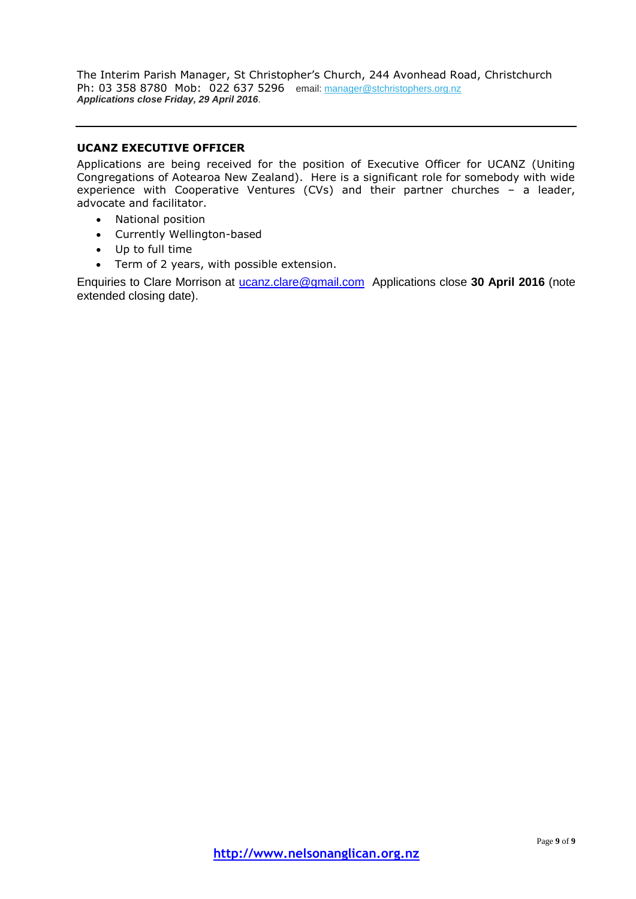The Interim Parish Manager, St Christopher's Church, 244 Avonhead Road, Christchurch
Ph: 03 358 8780 Mob: 022 637 5296 email: manager@stchristophers.org.nz
***Applications close Friday, 29 April 2016***.

---

### UCANZ EXECUTIVE OFFICER

Applications are being received for the position of Executive Officer for UCANZ (Uniting Congregations of Aotearoa New Zealand). Here is a significant role for somebody with wide experience with Cooperative Ventures (CVs) and their partner churches – a leader, advocate and facilitator.

- National position
- Currently Wellington-based
- Up to full time
- Term of 2 years, with possible extension.

Enquiries to Clare Morrison at ucanz.clare@gmail.com Applications close **30 April 2016** (note extended closing date).

http://www.nelsonanglican.org.nz